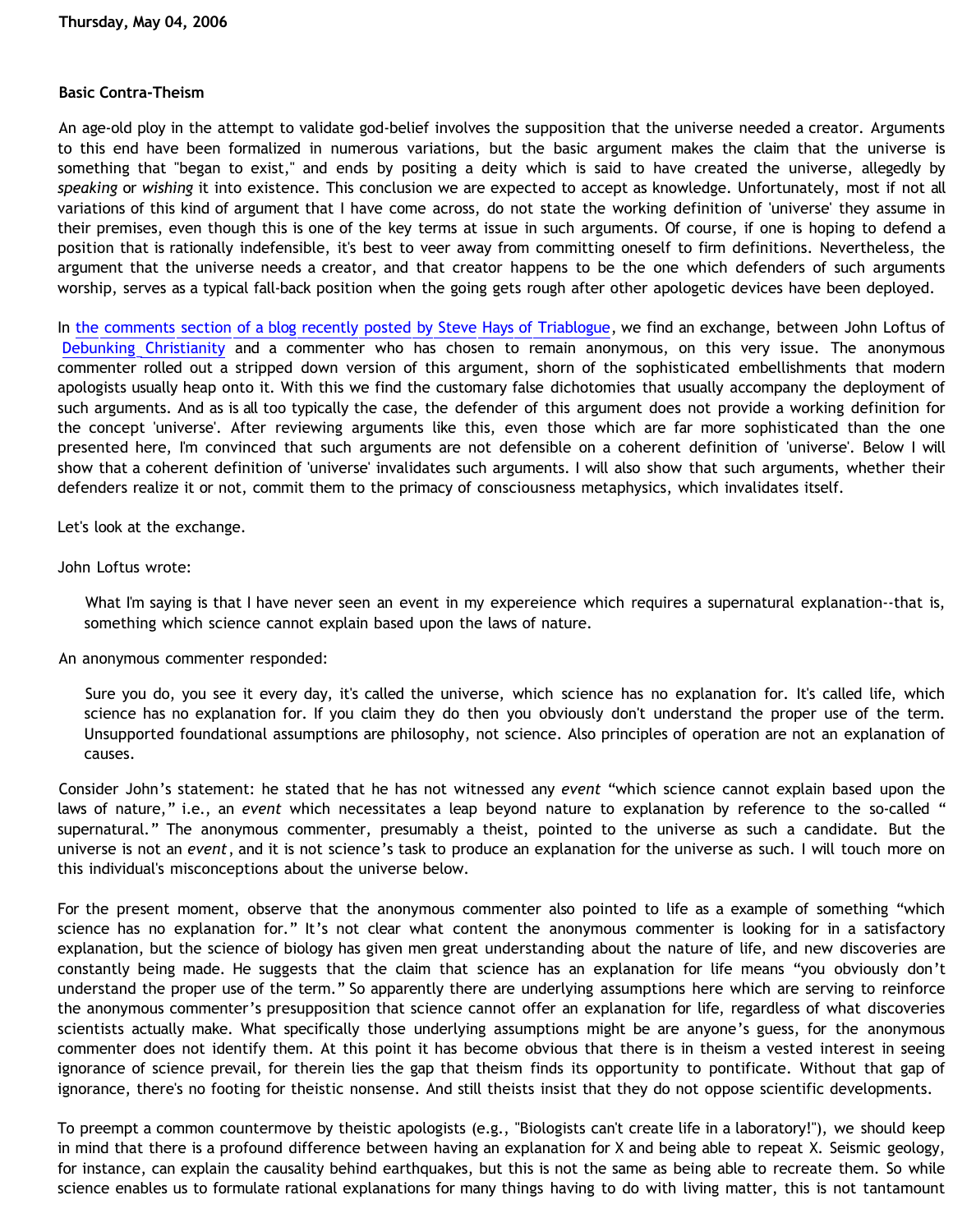Thursday, May 04, 2006

### Basic Contra-Theism

An age-old ploy in the attempt to validate god-belief involves the supposition that the universe needed a creator. Arguments to this end have been formalized in numerous variations, but the basic argument makes the claim that the universe is something that "began to exist," and ends by positing a deity which is said to have created the universe, allegedly by *speaking* or *wishing* it into existence. This conclusion we are expected to accept as knowledge. Unfortunately, most if not all variations of this kind of argument that I have come across, do not state the working definition of 'universe' they assume in their premises, even though this is one of the key terms at issue in such arguments. Of course, if one is hoping to defend a position that is rationally indefensible, it's best to veer away from committing oneself to firm definitions. Nevertheless, the argument that the universe needs a creator, and that creator happens to be the one which defenders of such arguments worship, serves as a typical fall-back position when the going gets rough after other apologetic devices have been deployed.

In the comments section of a blog recently posted by Steve Hays of Triablogue, we find an exchange, between John Loftus of Debunking Christianity and a commenter who has chosen to remain anonymous, on this very issue. The anonymous commenter rolled out a stripped down version of this argument, shorn of the sophisticated embellishments that modern apologists usually heap onto it. With this we find the customary false dichotomies that usually accompany the deployment of such arguments. And as is all too typically the case, the defender of this argument does not provide a working definition for the concept 'universe'. After reviewing arguments like this, even those which are far more sophisticated than the one presented here, I'm convinced that such arguments are not defensible on a coherent definition of 'universe'. Below I will show that a coherent definition of 'universe' invalidates such arguments. I will also show that such arguments, whether their defenders realize it or not, commit them to the primacy of consciousness metaphysics, which invalidates itself.

Let's look at the exchange.

John Loftus wrote:

> What I'm saying is that I have never seen an event in my expereience which requires a supernatural explanation--that is, something which science cannot explain based upon the laws of nature.

An anonymous commenter responded:

> Sure you do, you see it every day, it's called the universe, which science has no explanation for. It's called life, which science has no explanation for. If you claim they do then you obviously don't understand the proper use of the term. Unsupported foundational assumptions are philosophy, not science. Also principles of operation are not an explanation of causes.

Consider John's statement: he stated that he has not witnessed any *event* "which science cannot explain based upon the laws of nature," i.e., an *event* which necessitates a leap beyond nature to explanation by reference to the so-called "supernatural." The anonymous commenter, presumably a theist, pointed to the universe as such a candidate. But the universe is not an *event*, and it is not science's task to produce an explanation for the universe as such. I will touch more on this individual's misconceptions about the universe below.

For the present moment, observe that the anonymous commenter also pointed to life as a example of something "which science has no explanation for." It's not clear what content the anonymous commenter is looking for in a satisfactory explanation, but the science of biology has given men great understanding about the nature of life, and new discoveries are constantly being made. He suggests that the claim that science has an explanation for life means "you obviously don't understand the proper use of the term." So apparently there are underlying assumptions here which are serving to reinforce the anonymous commenter's presupposition that science cannot offer an explanation for life, regardless of what discoveries scientists actually make. What specifically those underlying assumptions might be are anyone's guess, for the anonymous commenter does not identify them. At this point it has become obvious that there is in theism a vested interest in seeing ignorance of science prevail, for therein lies the gap that theism finds its opportunity to pontificate. Without that gap of ignorance, there's no footing for theistic nonsense. And still theists insist that they do not oppose scientific developments.

To preempt a common countermove by theistic apologists (e.g., "Biologists can't create life in a laboratory!"), we should keep in mind that there is a profound difference between having an explanation for X and being able to repeat X. Seismic geology, for instance, can explain the causality behind earthquakes, but this is not the same as being able to recreate them. So while science enables us to formulate rational explanations for many things having to do with living matter, this is not tantamount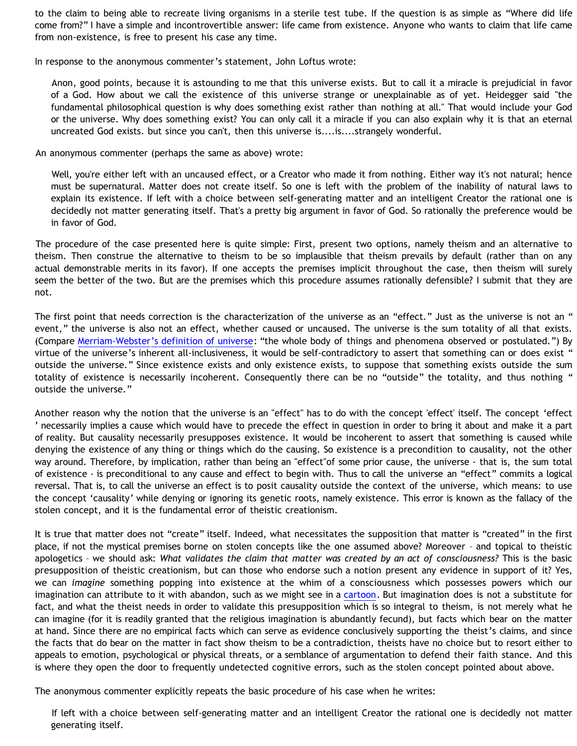to the claim to being able to recreate living organisms in a sterile test tube. If the question is as simple as "Where did life come from?" I have a simple and incontrovertible answer: life came from existence. Anyone who wants to claim that life came from non-existence, is free to present his case any time.

In response to the anonymous commenter's statement, John Loftus wrote:

> Anon, good points, because it is astounding to me that this universe exists. But to call it a miracle is prejudicial in favor of a God. How about we call the existence of this universe strange or unexplainable as of yet. Heidegger said "the fundamental philosophical question is why does something exist rather than nothing at all." That would include your God or the universe. Why does something exist? You can only call it a miracle if you can also explain why it is that an eternal uncreated God exists. but since you can't, then this universe is....is....strangely wonderful.

An anonymous commenter (perhaps the same as above) wrote:

> Well, you're either left with an uncaused effect, or a Creator who made it from nothing. Either way it's not natural; hence must be supernatural. Matter does not create itself. So one is left with the problem of the inability of natural laws to explain its existence. If left with a choice between self-generating matter and an intelligent Creator the rational one is decidedly not matter generating itself. That's a pretty big argument in favor of God. So rationally the preference would be in favor of God.

The procedure of the case presented here is quite simple: First, present two options, namely theism and an alternative to theism. Then construe the alternative to theism to be so implausible that theism prevails by default (rather than on any actual demonstrable merits in its favor). If one accepts the premises implicit throughout the case, then theism will surely seem the better of the two. But are the premises which this procedure assumes rationally defensible? I submit that they are not.

The first point that needs correction is the characterization of the universe as an "effect." Just as the universe is not an " event," the universe is also not an effect, whether caused or uncaused. The universe is the sum totality of all that exists. (Compare [Merriam-Webster's definition of universe](): "the whole body of things and phenomena observed or postulated.") By virtue of the universe's inherent all-inclusiveness, it would be self-contradictory to assert that something can or does exist " outside the universe." Since existence exists and only existence exists, to suppose that something exists outside the sum totality of existence is necessarily incoherent. Consequently there can be no "outside" the totality, and thus nothing " outside the universe."

Another reason why the notion that the universe is an "effect" has to do with the concept 'effect' itself. The concept 'effect ' necessarily implies a cause which would have to precede the effect in question in order to bring it about and make it a part of reality. But causality necessarily presupposes existence. It would be incoherent to assert that something is caused while denying the existence of any thing or things which do the causing. So existence is a precondition to causality, not the other way around. Therefore, by implication, rather than being an "effect"of some prior cause, the universe - that is, the sum total of existence - is preconditional to any cause and effect to begin with. Thus to call the universe an "effect" commits a logical reversal. That is, to call the universe an effect is to posit causality outside the context of the universe, which means: to use the concept 'causality' while denying or ignoring its genetic roots, namely existence. This error is known as the fallacy of the stolen concept, and it is the fundamental error of theistic creationism.

It is true that matter does not "create" itself. Indeed, what necessitates the supposition that matter is "created" in the first place, if not the mystical premises borne on stolen concepts like the one assumed above? Moreover – and topical to theistic apologetics – we should ask: *What validates the claim that matter was created by an act of consciousness?* This is the basic presupposition of theistic creationism, but can those who endorse such a notion present any evidence in support of it? Yes, we can *imagine* something popping into existence at the whim of a consciousness which possesses powers which our imagination can attribute to it with abandon, such as we might see in a [cartoon](). But imagination does is not a substitute for fact, and what the theist needs in order to validate this presupposition which is so integral to theism, is not merely what he can imagine (for it is readily granted that the religious imagination is abundantly fecund), but facts which bear on the matter at hand. Since there are no empirical facts which can serve as evidence conclusively supporting the theist's claims, and since the facts that do bear on the matter in fact show theism to be a contradiction, theists have no choice but to resort either to appeals to emotion, psychological or physical threats, or a semblance of argumentation to defend their faith stance. And this is where they open the door to frequently undetected cognitive errors, such as the stolen concept pointed about above.

The anonymous commenter explicitly repeats the basic procedure of his case when he writes:

> If left with a choice between self-generating matter and an intelligent Creator the rational one is decidedly not matter generating itself.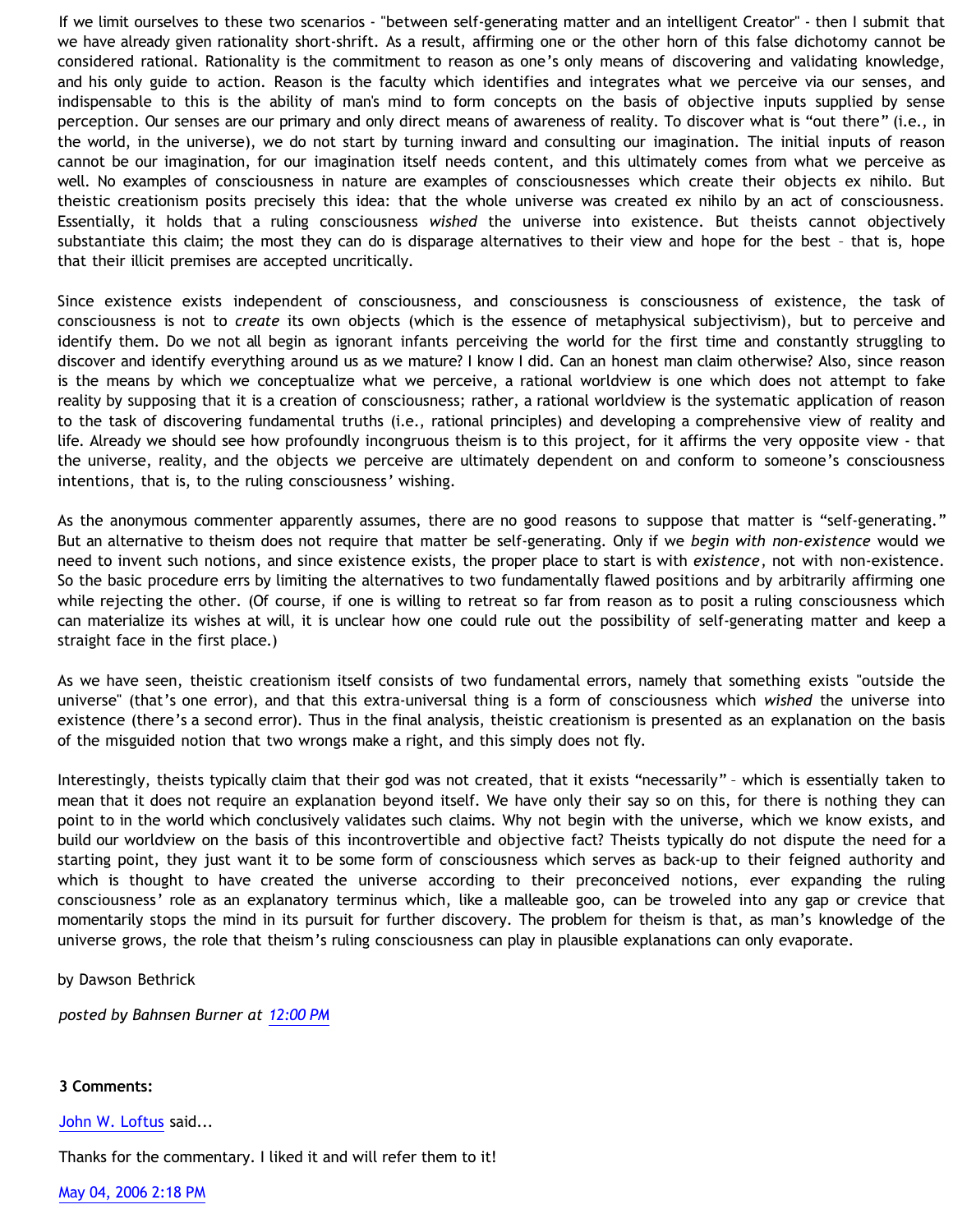If we limit ourselves to these two scenarios - "between self-generating matter and an intelligent Creator" - then I submit that we have already given rationality short-shrift. As a result, affirming one or the other horn of this false dichotomy cannot be considered rational. Rationality is the commitment to reason as one's only means of discovering and validating knowledge, and his only guide to action. Reason is the faculty which identifies and integrates what we perceive via our senses, and indispensable to this is the ability of man's mind to form concepts on the basis of objective inputs supplied by sense perception. Our senses are our primary and only direct means of awareness of reality. To discover what is "out there" (i.e., in the world, in the universe), we do not start by turning inward and consulting our imagination. The initial inputs of reason cannot be our imagination, for our imagination itself needs content, and this ultimately comes from what we perceive as well. No examples of consciousness in nature are examples of consciousnesses which create their objects ex nihilo. But theistic creationism posits precisely this idea: that the whole universe was created ex nihilo by an act of consciousness. Essentially, it holds that a ruling consciousness *wished* the universe into existence. But theists cannot objectively substantiate this claim; the most they can do is disparage alternatives to their view and hope for the best – that is, hope that their illicit premises are accepted uncritically.

Since existence exists independent of consciousness, and consciousness is consciousness of existence, the task of consciousness is not to *create* its own objects (which is the essence of metaphysical subjectivism), but to perceive and identify them. Do we not all begin as ignorant infants perceiving the world for the first time and constantly struggling to discover and identify everything around us as we mature? I know I did. Can an honest man claim otherwise? Also, since reason is the means by which we conceptualize what we perceive, a rational worldview is one which does not attempt to fake reality by supposing that it is a creation of consciousness; rather, a rational worldview is the systematic application of reason to the task of discovering fundamental truths (i.e., rational principles) and developing a comprehensive view of reality and life. Already we should see how profoundly incongruous theism is to this project, for it affirms the very opposite view - that the universe, reality, and the objects we perceive are ultimately dependent on and conform to someone's consciousness intentions, that is, to the ruling consciousness' wishing.

As the anonymous commenter apparently assumes, there are no good reasons to suppose that matter is "self-generating." But an alternative to theism does not require that matter be self-generating. Only if we *begin with non-existence* would we need to invent such notions, and since existence exists, the proper place to start is with *existence*, not with non-existence. So the basic procedure errs by limiting the alternatives to two fundamentally flawed positions and by arbitrarily affirming one while rejecting the other. (Of course, if one is willing to retreat so far from reason as to posit a ruling consciousness which can materialize its wishes at will, it is unclear how one could rule out the possibility of self-generating matter and keep a straight face in the first place.)

As we have seen, theistic creationism itself consists of two fundamental errors, namely that something exists "outside the universe" (that's one error), and that this extra-universal thing is a form of consciousness which *wished* the universe into existence (there's a second error). Thus in the final analysis, theistic creationism is presented as an explanation on the basis of the misguided notion that two wrongs make a right, and this simply does not fly.

Interestingly, theists typically claim that their god was not created, that it exists "necessarily" – which is essentially taken to mean that it does not require an explanation beyond itself. We have only their say so on this, for there is nothing they can point to in the world which conclusively validates such claims. Why not begin with the universe, which we know exists, and build our worldview on the basis of this incontrovertible and objective fact? Theists typically do not dispute the need for a starting point, they just want it to be some form of consciousness which serves as back-up to their feigned authority and which is thought to have created the universe according to their preconceived notions, ever expanding the ruling consciousness' role as an explanatory terminus which, like a malleable goo, can be troweled into any gap or crevice that momentarily stops the mind in its pursuit for further discovery. The problem for theism is that, as man's knowledge of the universe grows, the role that theism's ruling consciousness can play in plausible explanations can only evaporate.

by Dawson Bethrick

*posted by Bahnsen Burner at 12:00 PM*

**3 Comments:**

John W. Loftus said...

Thanks for the commentary. I liked it and will refer them to it!

May 04, 2006 2:18 PM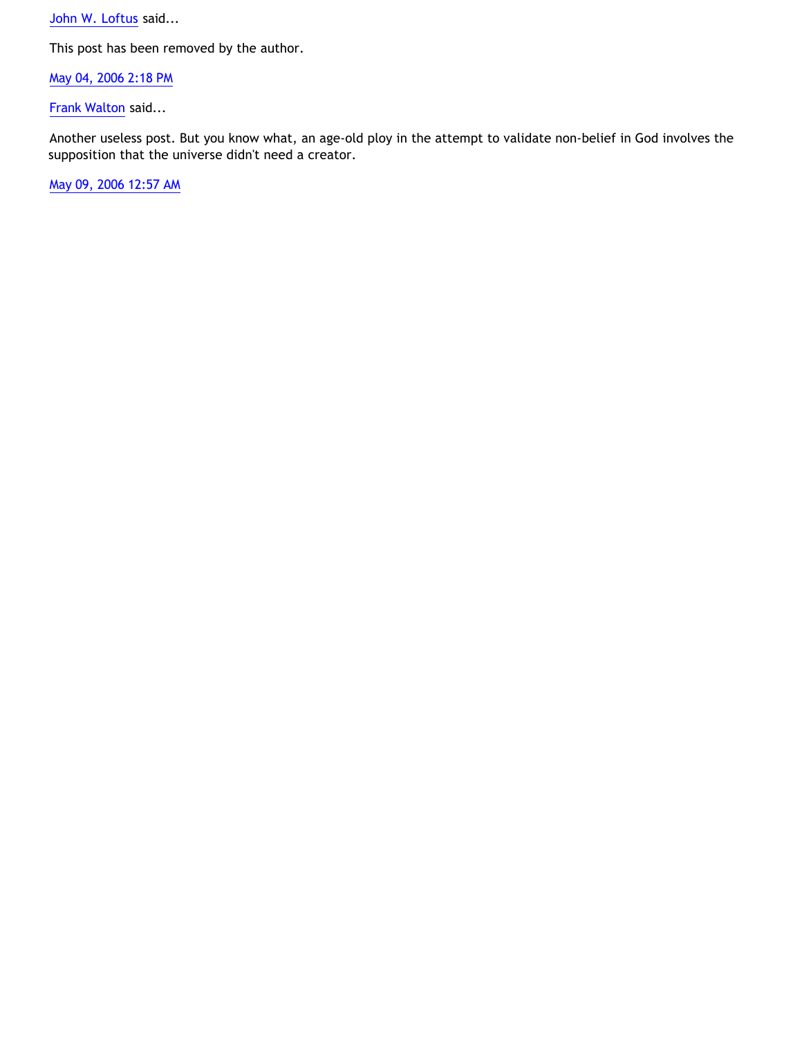John W. Loftus said...

This post has been removed by the author.

May 04, 2006 2:18 PM

Frank Walton said...

Another useless post. But you know what, an age-old ploy in the attempt to validate non-belief in God involves the supposition that the universe didn't need a creator.

May 09, 2006 12:57 AM